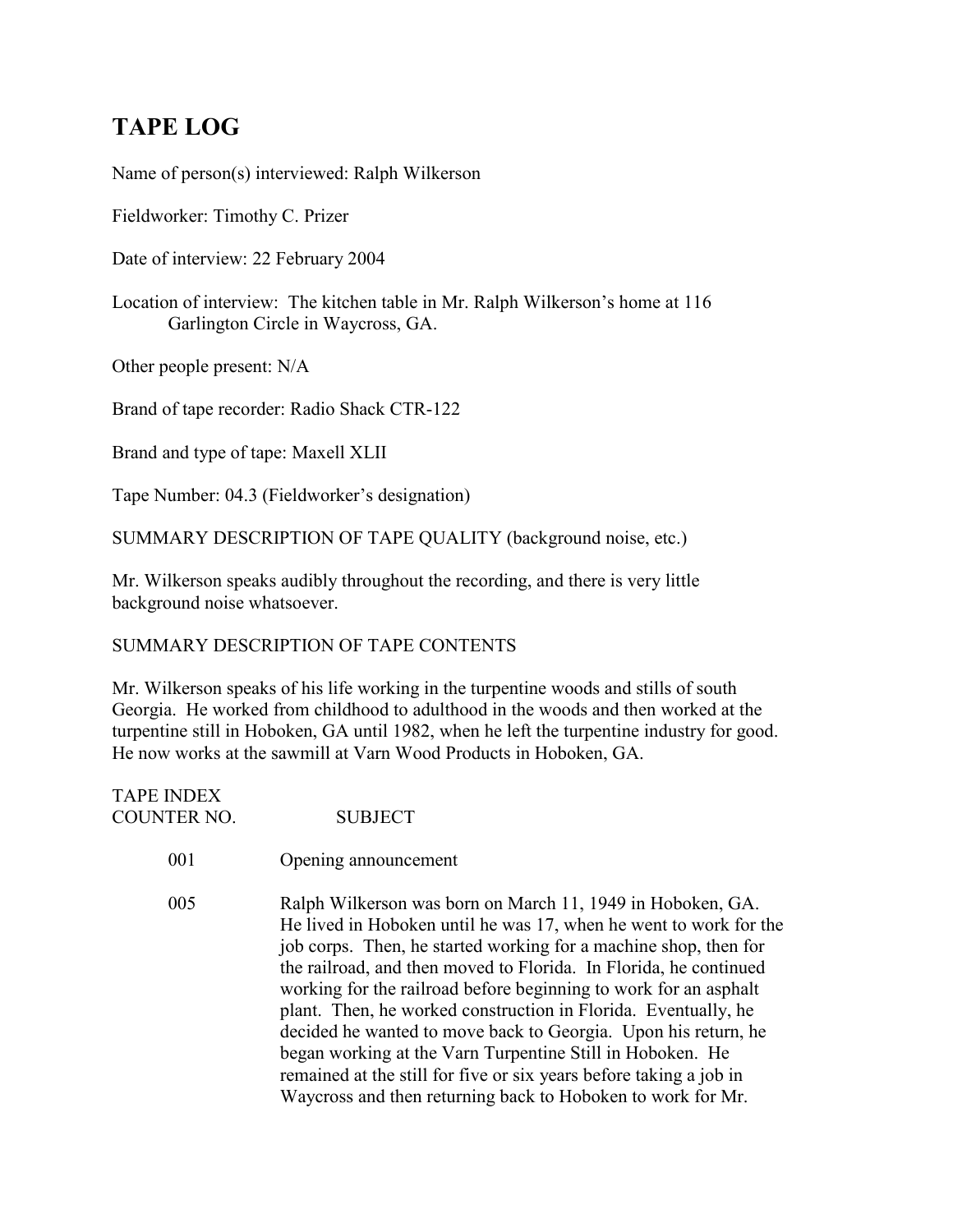# TAPE LOG

Name of person(s) interviewed: Ralph Wilkerson

Fieldworker: Timothy C. Prizer

Date of interview: 22 February 2004

Location of interview: The kitchen table in Mr. Ralph Wilkerson's home at 116 Garlington Circle in Waycross, GA.

Other people present: N/A

Brand of tape recorder: Radio Shack CTR-122

Brand and type of tape: Maxell XLII

Tape Number: 04.3 (Fieldworker's designation)

SUMMARY DESCRIPTION OF TAPE QUALITY (background noise, etc.)

Mr. Wilkerson speaks audibly throughout the recording, and there is very little background noise whatsoever.

SUMMARY DESCRIPTION OF TAPE CONTENTS

Mr. Wilkerson speaks of his life working in the turpentine woods and stills of south Georgia. He worked from childhood to adulthood in the woods and then worked at the turpentine still in Hoboken, GA until 1982, when he left the turpentine industry for good. He now works at the sawmill at Varn Wood Products in Hoboken, GA.

| TAPE INDEX COUNTER NO. | SUBJECT |
| --- | --- |
| 001 | Opening announcement |
| 005 | Ralph Wilkerson was born on March 11, 1949 in Hoboken, GA. He lived in Hoboken until he was 17, when he went to work for the job corps. Then, he started working for a machine shop, then for the railroad, and then moved to Florida. In Florida, he continued working for the railroad before beginning to work for an asphalt plant. Then, he worked construction in Florida. Eventually, he decided he wanted to move back to Georgia. Upon his return, he began working at the Varn Turpentine Still in Hoboken. He remained at the still for five or six years before taking a job in Waycross and then returning back to Hoboken to work for Mr. |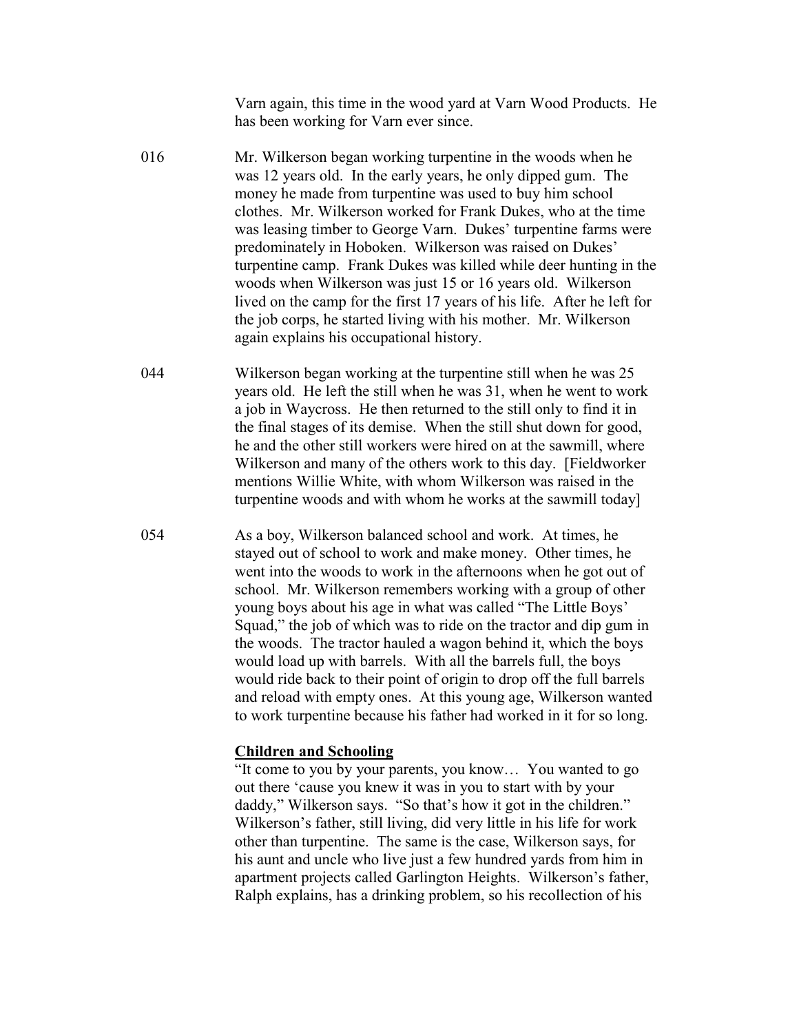Varn again, this time in the wood yard at Varn Wood Products. He has been working for Varn ever since.

016 Mr. Wilkerson began working turpentine in the woods when he was 12 years old. In the early years, he only dipped gum. The money he made from turpentine was used to buy him school clothes. Mr. Wilkerson worked for Frank Dukes, who at the time was leasing timber to George Varn. Dukes' turpentine farms were predominately in Hoboken. Wilkerson was raised on Dukes' turpentine camp. Frank Dukes was killed while deer hunting in the woods when Wilkerson was just 15 or 16 years old. Wilkerson lived on the camp for the first 17 years of his life. After he left for the job corps, he started living with his mother. Mr. Wilkerson again explains his occupational history.

044 Wilkerson began working at the turpentine still when he was 25 years old. He left the still when he was 31, when he went to work a job in Waycross. He then returned to the still only to find it in the final stages of its demise. When the still shut down for good, he and the other still workers were hired on at the sawmill, where Wilkerson and many of the others work to this day. [Fieldworker mentions Willie White, with whom Wilkerson was raised in the turpentine woods and with whom he works at the sawmill today]

054 As a boy, Wilkerson balanced school and work. At times, he stayed out of school to work and make money. Other times, he went into the woods to work in the afternoons when he got out of school. Mr. Wilkerson remembers working with a group of other young boys about his age in what was called "The Little Boys' Squad," the job of which was to ride on the tractor and dip gum in the woods. The tractor hauled a wagon behind it, which the boys would load up with barrels. With all the barrels full, the boys would ride back to their point of origin to drop off the full barrels and reload with empty ones. At this young age, Wilkerson wanted to work turpentine because his father had worked in it for so long.

**Children and Schooling**

"It come to you by your parents, you know… You wanted to go out there 'cause you knew it was in you to start with by your daddy," Wilkerson says. "So that's how it got in the children." Wilkerson's father, still living, did very little in his life for work other than turpentine. The same is the case, Wilkerson says, for his aunt and uncle who live just a few hundred yards from him in apartment projects called Garlington Heights. Wilkerson's father, Ralph explains, has a drinking problem, so his recollection of his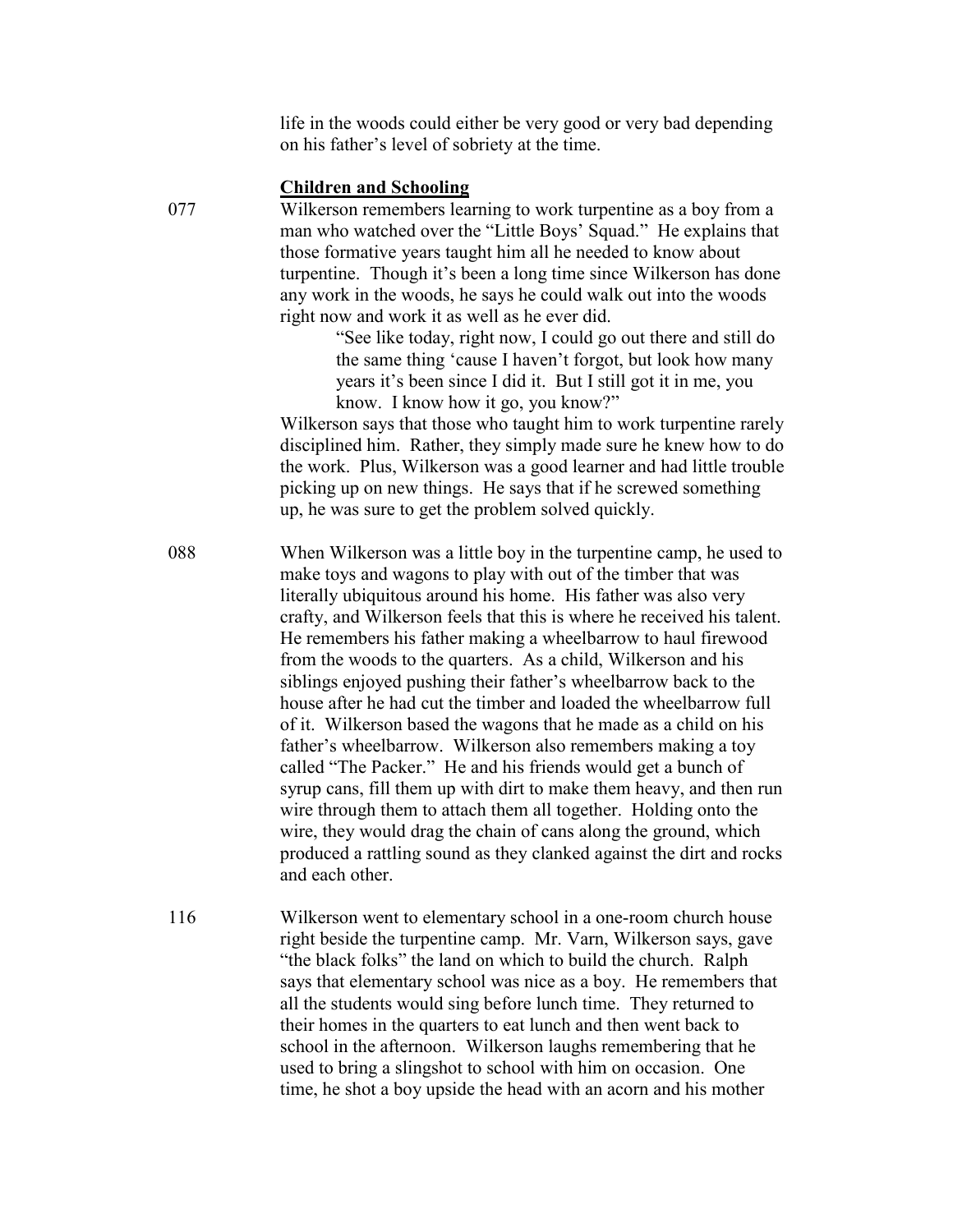life in the woods could either be very good or very bad depending on his father's level of sobriety at the time.

**Children and Schooling**

077 Wilkerson remembers learning to work turpentine as a boy from a man who watched over the "Little Boys' Squad." He explains that those formative years taught him all he needed to know about turpentine. Though it's been a long time since Wilkerson has done any work in the woods, he says he could walk out into the woods right now and work it as well as he ever did.

> "See like today, right now, I could go out there and still do the same thing 'cause I haven't forgot, but look how many years it's been since I did it. But I still got it in me, you know. I know how it go, you know?"

Wilkerson says that those who taught him to work turpentine rarely disciplined him. Rather, they simply made sure he knew how to do the work. Plus, Wilkerson was a good learner and had little trouble picking up on new things. He says that if he screwed something up, he was sure to get the problem solved quickly.

088 When Wilkerson was a little boy in the turpentine camp, he used to make toys and wagons to play with out of the timber that was literally ubiquitous around his home. His father was also very crafty, and Wilkerson feels that this is where he received his talent. He remembers his father making a wheelbarrow to haul firewood from the woods to the quarters. As a child, Wilkerson and his siblings enjoyed pushing their father's wheelbarrow back to the house after he had cut the timber and loaded the wheelbarrow full of it. Wilkerson based the wagons that he made as a child on his father's wheelbarrow. Wilkerson also remembers making a toy called "The Packer." He and his friends would get a bunch of syrup cans, fill them up with dirt to make them heavy, and then run wire through them to attach them all together. Holding onto the wire, they would drag the chain of cans along the ground, which produced a rattling sound as they clanked against the dirt and rocks and each other.

116 Wilkerson went to elementary school in a one-room church house right beside the turpentine camp. Mr. Varn, Wilkerson says, gave "the black folks" the land on which to build the church. Ralph says that elementary school was nice as a boy. He remembers that all the students would sing before lunch time. They returned to their homes in the quarters to eat lunch and then went back to school in the afternoon. Wilkerson laughs remembering that he used to bring a slingshot to school with him on occasion. One time, he shot a boy upside the head with an acorn and his mother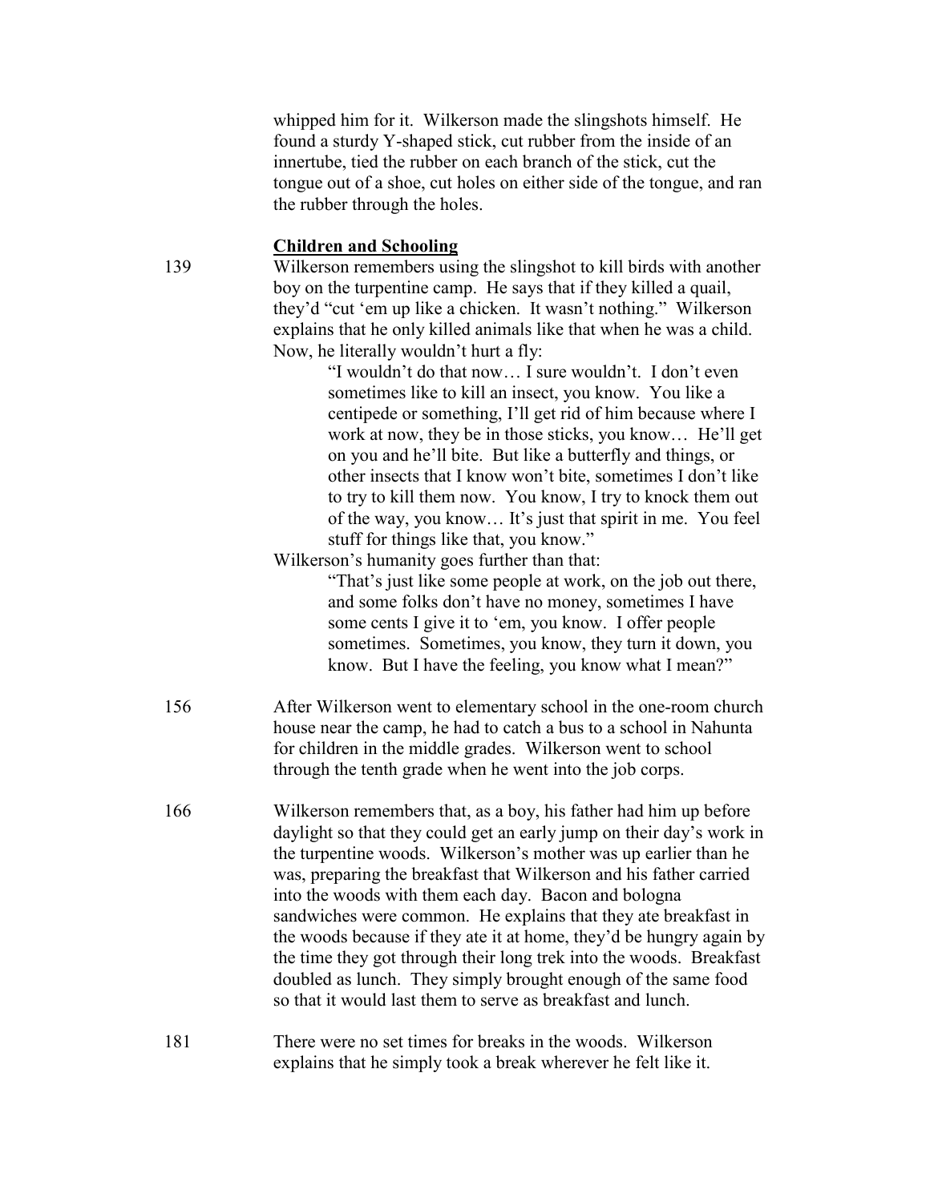whipped him for it. Wilkerson made the slingshots himself. He found a sturdy Y-shaped stick, cut rubber from the inside of an innertube, tied the rubber on each branch of the stick, cut the tongue out of a shoe, cut holes on either side of the tongue, and ran the rubber through the holes.

## Children and Schooling

139 Wilkerson remembers using the slingshot to kill birds with another boy on the turpentine camp. He says that if they killed a quail, they'd "cut 'em up like a chicken. It wasn't nothing." Wilkerson explains that he only killed animals like that when he was a child. Now, he literally wouldn't hurt a fly:

> "I wouldn't do that now… I sure wouldn't. I don't even sometimes like to kill an insect, you know. You like a centipede or something, I'll get rid of him because where I work at now, they be in those sticks, you know… He'll get on you and he'll bite. But like a butterfly and things, or other insects that I know won't bite, sometimes I don't like to try to kill them now. You know, I try to knock them out of the way, you know… It's just that spirit in me. You feel stuff for things like that, you know."

Wilkerson's humanity goes further than that:

> "That's just like some people at work, on the job out there, and some folks don't have no money, sometimes I have some cents I give it to 'em, you know. I offer people sometimes. Sometimes, you know, they turn it down, you know. But I have the feeling, you know what I mean?"

156 After Wilkerson went to elementary school in the one-room church house near the camp, he had to catch a bus to a school in Nahunta for children in the middle grades. Wilkerson went to school through the tenth grade when he went into the job corps.

166 Wilkerson remembers that, as a boy, his father had him up before daylight so that they could get an early jump on their day's work in the turpentine woods. Wilkerson's mother was up earlier than he was, preparing the breakfast that Wilkerson and his father carried into the woods with them each day. Bacon and bologna sandwiches were common. He explains that they ate breakfast in the woods because if they ate it at home, they'd be hungry again by the time they got through their long trek into the woods. Breakfast doubled as lunch. They simply brought enough of the same food so that it would last them to serve as breakfast and lunch.

181 There were no set times for breaks in the woods. Wilkerson explains that he simply took a break wherever he felt like it.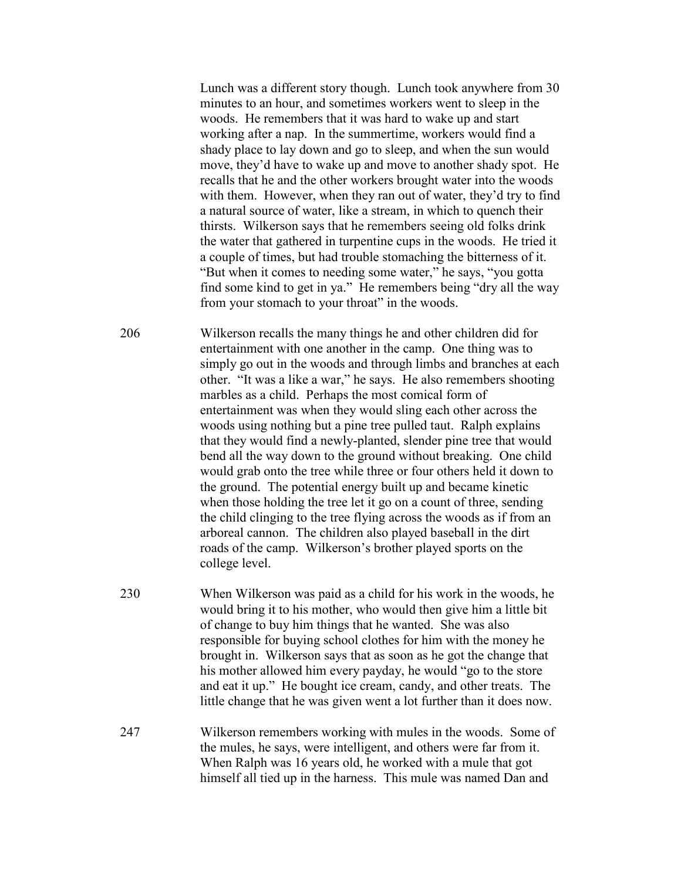Lunch was a different story though. Lunch took anywhere from 30 minutes to an hour, and sometimes workers went to sleep in the woods. He remembers that it was hard to wake up and start working after a nap. In the summertime, workers would find a shady place to lay down and go to sleep, and when the sun would move, they'd have to wake up and move to another shady spot. He recalls that he and the other workers brought water into the woods with them. However, when they ran out of water, they'd try to find a natural source of water, like a stream, in which to quench their thirsts. Wilkerson says that he remembers seeing old folks drink the water that gathered in turpentine cups in the woods. He tried it a couple of times, but had trouble stomaching the bitterness of it. "But when it comes to needing some water," he says, "you gotta find some kind to get in ya." He remembers being "dry all the way from your stomach to your throat" in the woods.

206 Wilkerson recalls the many things he and other children did for entertainment with one another in the camp. One thing was to simply go out in the woods and through limbs and branches at each other. "It was a like a war," he says. He also remembers shooting marbles as a child. Perhaps the most comical form of entertainment was when they would sling each other across the woods using nothing but a pine tree pulled taut. Ralph explains that they would find a newly-planted, slender pine tree that would bend all the way down to the ground without breaking. One child would grab onto the tree while three or four others held it down to the ground. The potential energy built up and became kinetic when those holding the tree let it go on a count of three, sending the child clinging to the tree flying across the woods as if from an arboreal cannon. The children also played baseball in the dirt roads of the camp. Wilkerson's brother played sports on the college level.

230 When Wilkerson was paid as a child for his work in the woods, he would bring it to his mother, who would then give him a little bit of change to buy him things that he wanted. She was also responsible for buying school clothes for him with the money he brought in. Wilkerson says that as soon as he got the change that his mother allowed him every payday, he would "go to the store and eat it up." He bought ice cream, candy, and other treats. The little change that he was given went a lot further than it does now.

247 Wilkerson remembers working with mules in the woods. Some of the mules, he says, were intelligent, and others were far from it. When Ralph was 16 years old, he worked with a mule that got himself all tied up in the harness. This mule was named Dan and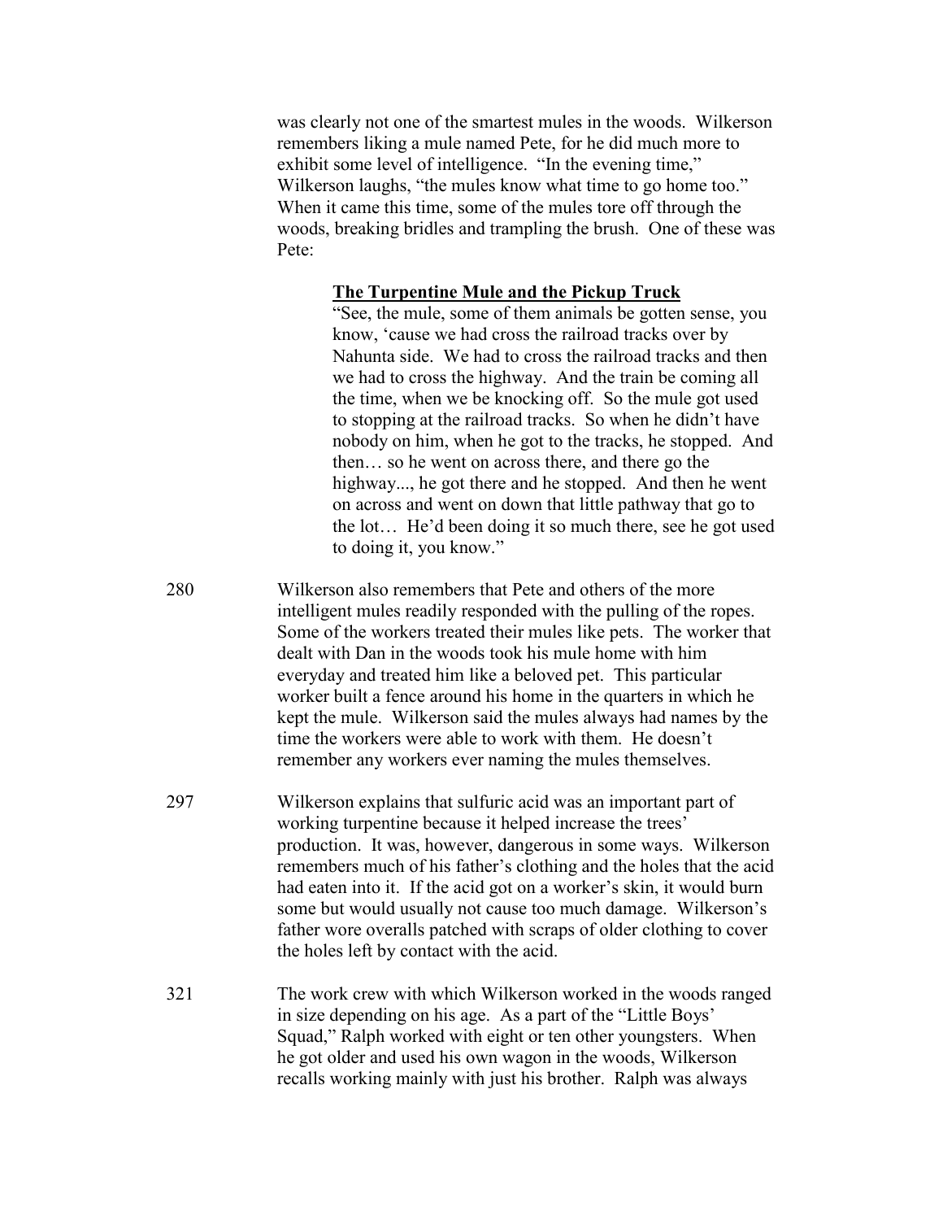was clearly not one of the smartest mules in the woods. Wilkerson remembers liking a mule named Pete, for he did much more to exhibit some level of intelligence. "In the evening time," Wilkerson laughs, "the mules know what time to go home too." When it came this time, some of the mules tore off through the woods, breaking bridles and trampling the brush. One of these was Pete:

> **<u>The Turpentine Mule and the Pickup Truck</u>**
>
> "See, the mule, some of them animals be gotten sense, you know, 'cause we had cross the railroad tracks over by Nahunta side. We had to cross the railroad tracks and then we had to cross the highway. And the train be coming all the time, when we be knocking off. So the mule got used to stopping at the railroad tracks. So when he didn't have nobody on him, when he got to the tracks, he stopped. And then… so he went on across there, and there go the highway..., he got there and he stopped. And then he went on across and went on down that little pathway that go to the lot… He'd been doing it so much there, see he got used to doing it, you know."

280 Wilkerson also remembers that Pete and others of the more intelligent mules readily responded with the pulling of the ropes. Some of the workers treated their mules like pets. The worker that dealt with Dan in the woods took his mule home with him everyday and treated him like a beloved pet. This particular worker built a fence around his home in the quarters in which he kept the mule. Wilkerson said the mules always had names by the time the workers were able to work with them. He doesn't remember any workers ever naming the mules themselves.

297 Wilkerson explains that sulfuric acid was an important part of working turpentine because it helped increase the trees' production. It was, however, dangerous in some ways. Wilkerson remembers much of his father's clothing and the holes that the acid had eaten into it. If the acid got on a worker's skin, it would burn some but would usually not cause too much damage. Wilkerson's father wore overalls patched with scraps of older clothing to cover the holes left by contact with the acid.

321 The work crew with which Wilkerson worked in the woods ranged in size depending on his age. As a part of the "Little Boys' Squad," Ralph worked with eight or ten other youngsters. When he got older and used his own wagon in the woods, Wilkerson recalls working mainly with just his brother. Ralph was always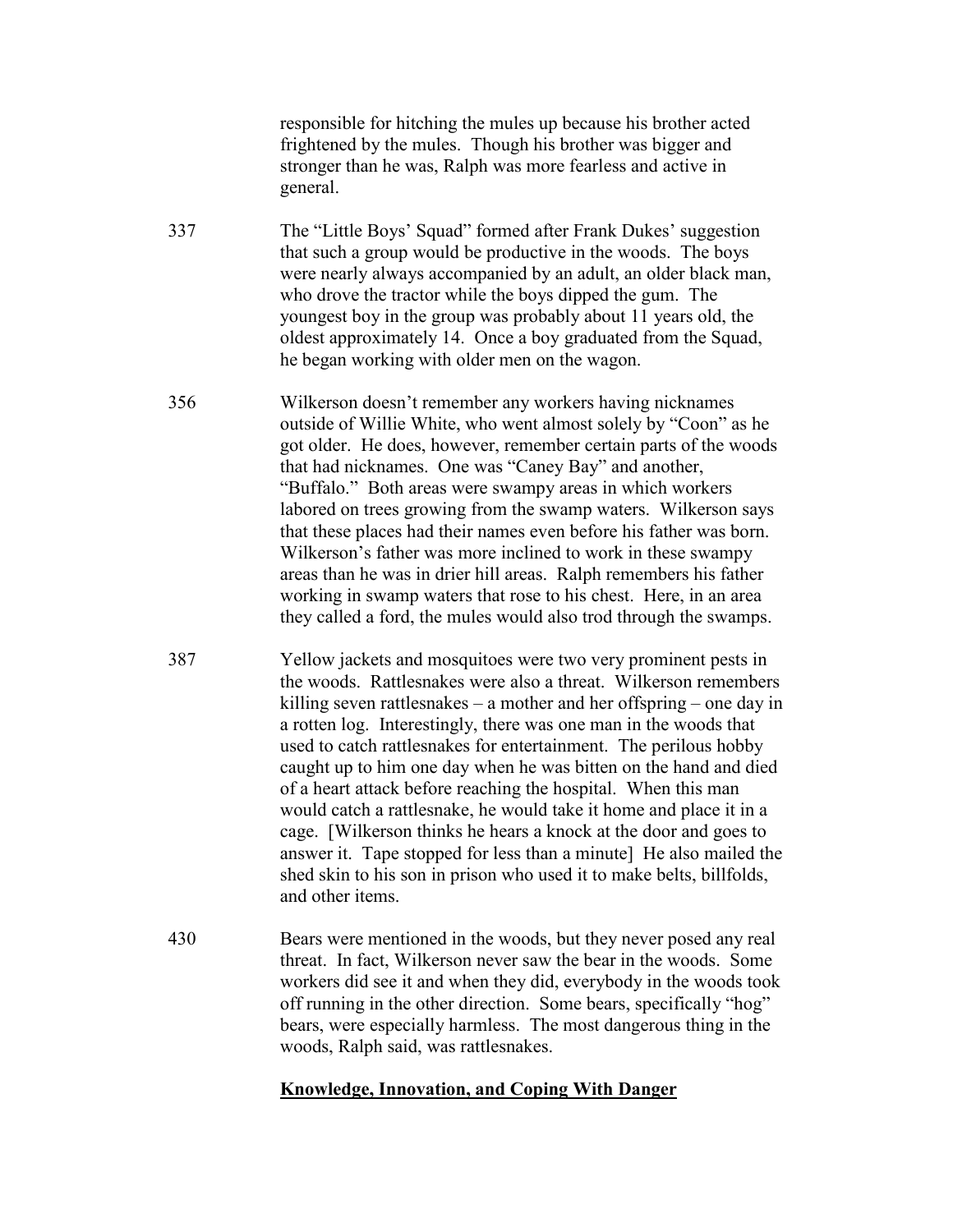responsible for hitching the mules up because his brother acted frightened by the mules. Though his brother was bigger and stronger than he was, Ralph was more fearless and active in general.

337 The "Little Boys' Squad" formed after Frank Dukes' suggestion that such a group would be productive in the woods. The boys were nearly always accompanied by an adult, an older black man, who drove the tractor while the boys dipped the gum. The youngest boy in the group was probably about 11 years old, the oldest approximately 14. Once a boy graduated from the Squad, he began working with older men on the wagon.

356 Wilkerson doesn't remember any workers having nicknames outside of Willie White, who went almost solely by "Coon" as he got older. He does, however, remember certain parts of the woods that had nicknames. One was "Caney Bay" and another, "Buffalo." Both areas were swampy areas in which workers labored on trees growing from the swamp waters. Wilkerson says that these places had their names even before his father was born. Wilkerson's father was more inclined to work in these swampy areas than he was in drier hill areas. Ralph remembers his father working in swamp waters that rose to his chest. Here, in an area they called a ford, the mules would also trod through the swamps.

387 Yellow jackets and mosquitoes were two very prominent pests in the woods. Rattlesnakes were also a threat. Wilkerson remembers killing seven rattlesnakes – a mother and her offspring – one day in a rotten log. Interestingly, there was one man in the woods that used to catch rattlesnakes for entertainment. The perilous hobby caught up to him one day when he was bitten on the hand and died of a heart attack before reaching the hospital. When this man would catch a rattlesnake, he would take it home and place it in a cage. [Wilkerson thinks he hears a knock at the door and goes to answer it. Tape stopped for less than a minute] He also mailed the shed skin to his son in prison who used it to make belts, billfolds, and other items.

430 Bears were mentioned in the woods, but they never posed any real threat. In fact, Wilkerson never saw the bear in the woods. Some workers did see it and when they did, everybody in the woods took off running in the other direction. Some bears, specifically "hog" bears, were especially harmless. The most dangerous thing in the woods, Ralph said, was rattlesnakes.

## Knowledge, Innovation, and Coping With Danger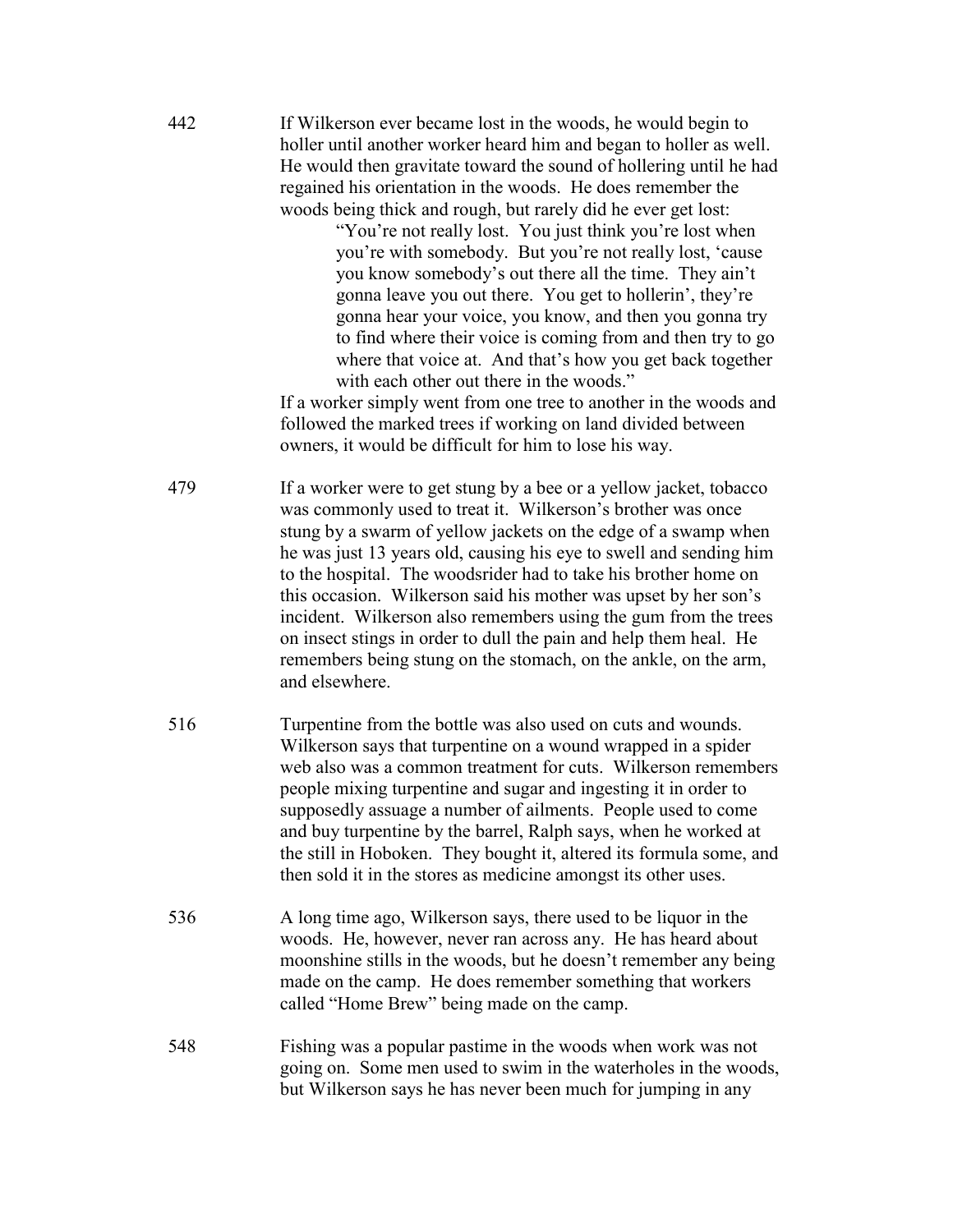442 If Wilkerson ever became lost in the woods, he would begin to holler until another worker heard him and began to holler as well. He would then gravitate toward the sound of hollering until he had regained his orientation in the woods. He does remember the woods being thick and rough, but rarely did he ever get lost:

> "You're not really lost. You just think you're lost when you're with somebody. But you're not really lost, 'cause you know somebody's out there all the time. They ain't gonna leave you out there. You get to hollerin', they're gonna hear your voice, you know, and then you gonna try to find where their voice is coming from and then try to go where that voice at. And that's how you get back together with each other out there in the woods."

If a worker simply went from one tree to another in the woods and followed the marked trees if working on land divided between owners, it would be difficult for him to lose his way.

479 If a worker were to get stung by a bee or a yellow jacket, tobacco was commonly used to treat it. Wilkerson's brother was once stung by a swarm of yellow jackets on the edge of a swamp when he was just 13 years old, causing his eye to swell and sending him to the hospital. The woodsrider had to take his brother home on this occasion. Wilkerson said his mother was upset by her son's incident. Wilkerson also remembers using the gum from the trees on insect stings in order to dull the pain and help them heal. He remembers being stung on the stomach, on the ankle, on the arm, and elsewhere.

516 Turpentine from the bottle was also used on cuts and wounds. Wilkerson says that turpentine on a wound wrapped in a spider web also was a common treatment for cuts. Wilkerson remembers people mixing turpentine and sugar and ingesting it in order to supposedly assuage a number of ailments. People used to come and buy turpentine by the barrel, Ralph says, when he worked at the still in Hoboken. They bought it, altered its formula some, and then sold it in the stores as medicine amongst its other uses.

536 A long time ago, Wilkerson says, there used to be liquor in the woods. He, however, never ran across any. He has heard about moonshine stills in the woods, but he doesn't remember any being made on the camp. He does remember something that workers called "Home Brew" being made on the camp.

548 Fishing was a popular pastime in the woods when work was not going on. Some men used to swim in the waterholes in the woods, but Wilkerson says he has never been much for jumping in any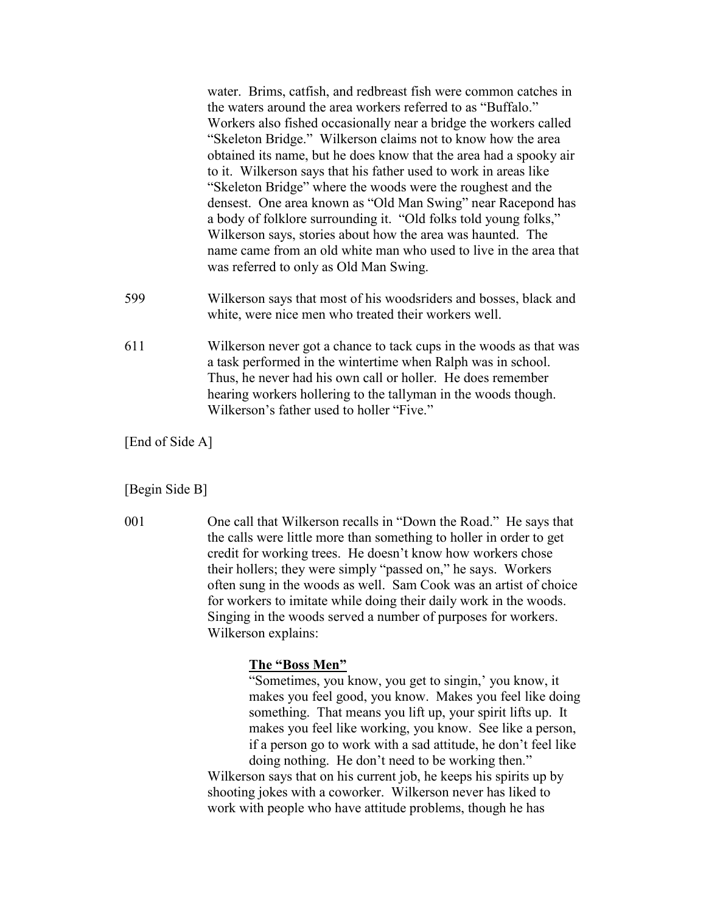water. Brims, catfish, and redbreast fish were common catches in the waters around the area workers referred to as "Buffalo." Workers also fished occasionally near a bridge the workers called "Skeleton Bridge." Wilkerson claims not to know how the area obtained its name, but he does know that the area had a spooky air to it. Wilkerson says that his father used to work in areas like "Skeleton Bridge" where the woods were the roughest and the densest. One area known as "Old Man Swing" near Racepond has a body of folklore surrounding it. "Old folks told young folks," Wilkerson says, stories about how the area was haunted. The name came from an old white man who used to live in the area that was referred to only as Old Man Swing.

599 Wilkerson says that most of his woodsriders and bosses, black and white, were nice men who treated their workers well.

611 Wilkerson never got a chance to tack cups in the woods as that was a task performed in the wintertime when Ralph was in school. Thus, he never had his own call or holler. He does remember hearing workers hollering to the tallyman in the woods though. Wilkerson's father used to holler "Five."

[End of Side A]

[Begin Side B]

001 One call that Wilkerson recalls in "Down the Road." He says that the calls were little more than something to holler in order to get credit for working trees. He doesn't know how workers chose their hollers; they were simply "passed on," he says. Workers often sung in the woods as well. Sam Cook was an artist of choice for workers to imitate while doing their daily work in the woods. Singing in the woods served a number of purposes for workers. Wilkerson explains:

**<u>The "Boss Men"</u>**

"Sometimes, you know, you get to singin,' you know, it makes you feel good, you know. Makes you feel like doing something. That means you lift up, your spirit lifts up. It makes you feel like working, you know. See like a person, if a person go to work with a sad attitude, he don't feel like doing nothing. He don't need to be working then."

Wilkerson says that on his current job, he keeps his spirits up by shooting jokes with a coworker. Wilkerson never has liked to work with people who have attitude problems, though he has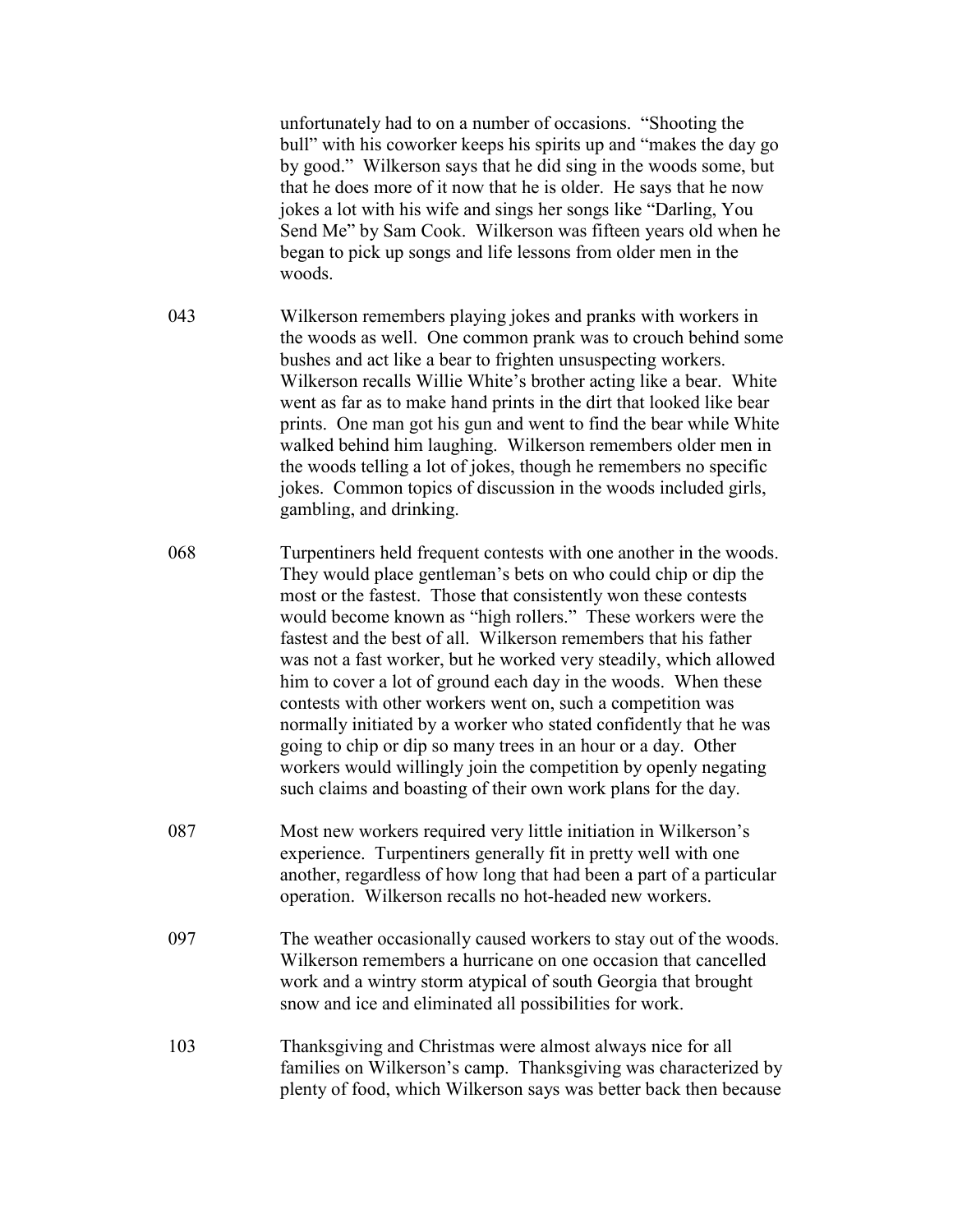unfortunately had to on a number of occasions. "Shooting the bull" with his coworker keeps his spirits up and "makes the day go by good." Wilkerson says that he did sing in the woods some, but that he does more of it now that he is older. He says that he now jokes a lot with his wife and sings her songs like "Darling, You Send Me" by Sam Cook. Wilkerson was fifteen years old when he began to pick up songs and life lessons from older men in the woods.

043 Wilkerson remembers playing jokes and pranks with workers in the woods as well. One common prank was to crouch behind some bushes and act like a bear to frighten unsuspecting workers. Wilkerson recalls Willie White's brother acting like a bear. White went as far as to make hand prints in the dirt that looked like bear prints. One man got his gun and went to find the bear while White walked behind him laughing. Wilkerson remembers older men in the woods telling a lot of jokes, though he remembers no specific jokes. Common topics of discussion in the woods included girls, gambling, and drinking.

068 Turpentiners held frequent contests with one another in the woods. They would place gentleman's bets on who could chip or dip the most or the fastest. Those that consistently won these contests would become known as "high rollers." These workers were the fastest and the best of all. Wilkerson remembers that his father was not a fast worker, but he worked very steadily, which allowed him to cover a lot of ground each day in the woods. When these contests with other workers went on, such a competition was normally initiated by a worker who stated confidently that he was going to chip or dip so many trees in an hour or a day. Other workers would willingly join the competition by openly negating such claims and boasting of their own work plans for the day.

087 Most new workers required very little initiation in Wilkerson's experience. Turpentiners generally fit in pretty well with one another, regardless of how long that had been a part of a particular operation. Wilkerson recalls no hot-headed new workers.

097 The weather occasionally caused workers to stay out of the woods. Wilkerson remembers a hurricane on one occasion that cancelled work and a wintry storm atypical of south Georgia that brought snow and ice and eliminated all possibilities for work.

103 Thanksgiving and Christmas were almost always nice for all families on Wilkerson's camp. Thanksgiving was characterized by plenty of food, which Wilkerson says was better back then because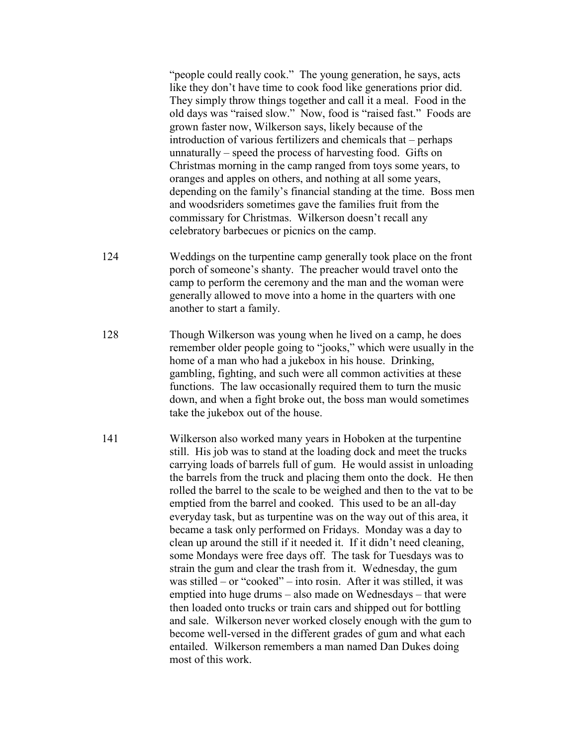"people could really cook." The young generation, he says, acts like they don't have time to cook food like generations prior did. They simply throw things together and call it a meal. Food in the old days was "raised slow." Now, food is "raised fast." Foods are grown faster now, Wilkerson says, likely because of the introduction of various fertilizers and chemicals that – perhaps unnaturally – speed the process of harvesting food. Gifts on Christmas morning in the camp ranged from toys some years, to oranges and apples on others, and nothing at all some years, depending on the family's financial standing at the time. Boss men and woodsriders sometimes gave the families fruit from the commissary for Christmas. Wilkerson doesn't recall any celebratory barbecues or picnics on the camp.

124 Weddings on the turpentine camp generally took place on the front porch of someone's shanty. The preacher would travel onto the camp to perform the ceremony and the man and the woman were generally allowed to move into a home in the quarters with one another to start a family.

128 Though Wilkerson was young when he lived on a camp, he does remember older people going to "jooks," which were usually in the home of a man who had a jukebox in his house. Drinking, gambling, fighting, and such were all common activities at these functions. The law occasionally required them to turn the music down, and when a fight broke out, the boss man would sometimes take the jukebox out of the house.

141 Wilkerson also worked many years in Hoboken at the turpentine still. His job was to stand at the loading dock and meet the trucks carrying loads of barrels full of gum. He would assist in unloading the barrels from the truck and placing them onto the dock. He then rolled the barrel to the scale to be weighed and then to the vat to be emptied from the barrel and cooked. This used to be an all-day everyday task, but as turpentine was on the way out of this area, it became a task only performed on Fridays. Monday was a day to clean up around the still if it needed it. If it didn't need cleaning, some Mondays were free days off. The task for Tuesdays was to strain the gum and clear the trash from it. Wednesday, the gum was stilled – or "cooked" – into rosin. After it was stilled, it was emptied into huge drums – also made on Wednesdays – that were then loaded onto trucks or train cars and shipped out for bottling and sale. Wilkerson never worked closely enough with the gum to become well-versed in the different grades of gum and what each entailed. Wilkerson remembers a man named Dan Dukes doing most of this work.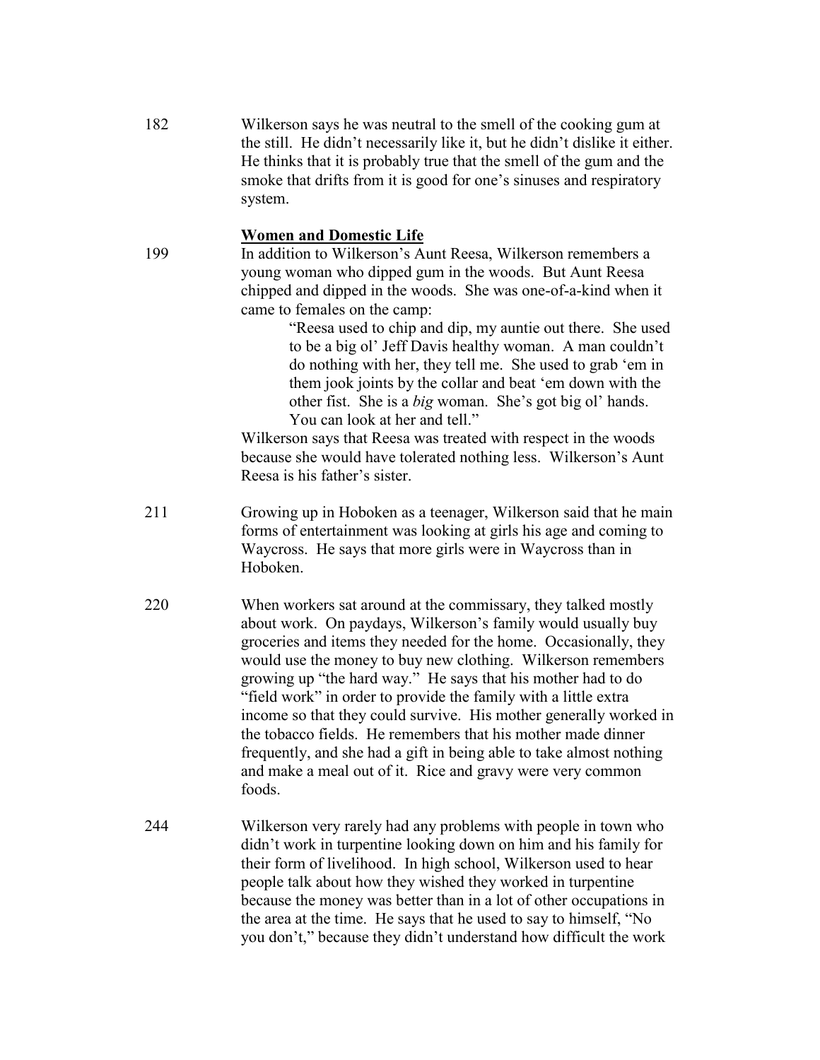182 Wilkerson says he was neutral to the smell of the cooking gum at the still. He didn't necessarily like it, but he didn't dislike it either. He thinks that it is probably true that the smell of the gum and the smoke that drifts from it is good for one's sinuses and respiratory system.

**Women and Domestic Life**

199 In addition to Wilkerson's Aunt Reesa, Wilkerson remembers a young woman who dipped gum in the woods. But Aunt Reesa chipped and dipped in the woods. She was one-of-a-kind when it came to females on the camp:

> "Reesa used to chip and dip, my auntie out there. She used to be a big ol' Jeff Davis healthy woman. A man couldn't do nothing with her, they tell me. She used to grab 'em in them jook joints by the collar and beat 'em down with the other fist. She is a *big* woman. She's got big ol' hands. You can look at her and tell."

Wilkerson says that Reesa was treated with respect in the woods because she would have tolerated nothing less. Wilkerson's Aunt Reesa is his father's sister.

211 Growing up in Hoboken as a teenager, Wilkerson said that he main forms of entertainment was looking at girls his age and coming to Waycross. He says that more girls were in Waycross than in Hoboken.

220 When workers sat around at the commissary, they talked mostly about work. On paydays, Wilkerson's family would usually buy groceries and items they needed for the home. Occasionally, they would use the money to buy new clothing. Wilkerson remembers growing up "the hard way." He says that his mother had to do "field work" in order to provide the family with a little extra income so that they could survive. His mother generally worked in the tobacco fields. He remembers that his mother made dinner frequently, and she had a gift in being able to take almost nothing and make a meal out of it. Rice and gravy were very common foods.

244 Wilkerson very rarely had any problems with people in town who didn't work in turpentine looking down on him and his family for their form of livelihood. In high school, Wilkerson used to hear people talk about how they wished they worked in turpentine because the money was better than in a lot of other occupations in the area at the time. He says that he used to say to himself, "No you don't," because they didn't understand how difficult the work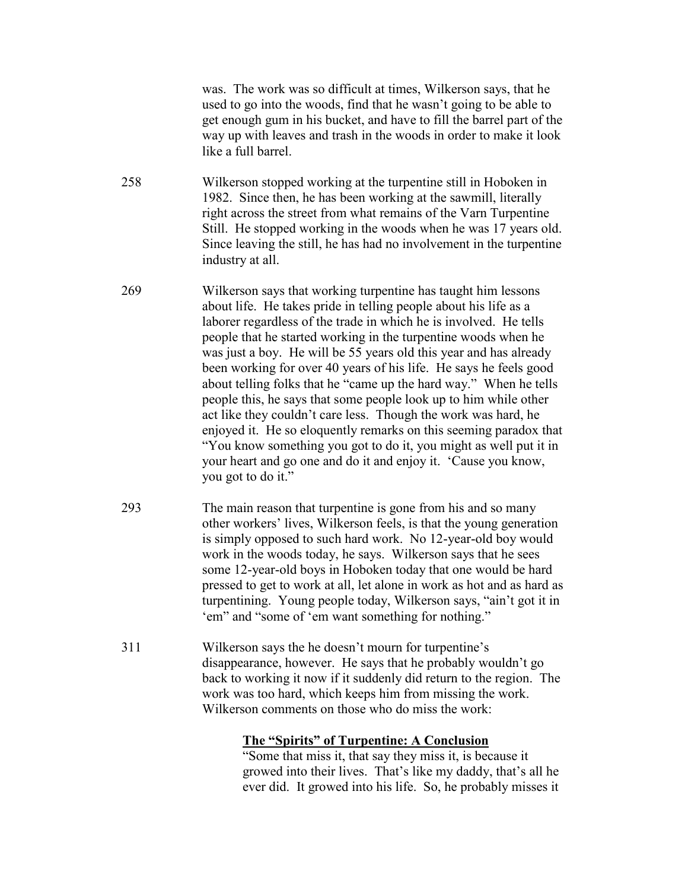was. The work was so difficult at times, Wilkerson says, that he used to go into the woods, find that he wasn't going to be able to get enough gum in his bucket, and have to fill the barrel part of the way up with leaves and trash in the woods in order to make it look like a full barrel.

258 Wilkerson stopped working at the turpentine still in Hoboken in 1982. Since then, he has been working at the sawmill, literally right across the street from what remains of the Varn Turpentine Still. He stopped working in the woods when he was 17 years old. Since leaving the still, he has had no involvement in the turpentine industry at all.

269 Wilkerson says that working turpentine has taught him lessons about life. He takes pride in telling people about his life as a laborer regardless of the trade in which he is involved. He tells people that he started working in the turpentine woods when he was just a boy. He will be 55 years old this year and has already been working for over 40 years of his life. He says he feels good about telling folks that he "came up the hard way." When he tells people this, he says that some people look up to him while other act like they couldn't care less. Though the work was hard, he enjoyed it. He so eloquently remarks on this seeming paradox that "You know something you got to do it, you might as well put it in your heart and go one and do it and enjoy it. 'Cause you know, you got to do it."

293 The main reason that turpentine is gone from his and so many other workers' lives, Wilkerson feels, is that the young generation is simply opposed to such hard work. No 12-year-old boy would work in the woods today, he says. Wilkerson says that he sees some 12-year-old boys in Hoboken today that one would be hard pressed to get to work at all, let alone in work as hot and as hard as turpentining. Young people today, Wilkerson says, "ain't got it in 'em" and "some of 'em want something for nothing."

311 Wilkerson says the he doesn't mourn for turpentine's disappearance, however. He says that he probably wouldn't go back to working it now if it suddenly did return to the region. The work was too hard, which keeps him from missing the work. Wilkerson comments on those who do miss the work:

> **<u>The "Spirits" of Turpentine: A Conclusion</u>**
> "Some that miss it, that say they miss it, is because it growed into their lives. That's like my daddy, that's all he ever did. It growed into his life. So, he probably misses it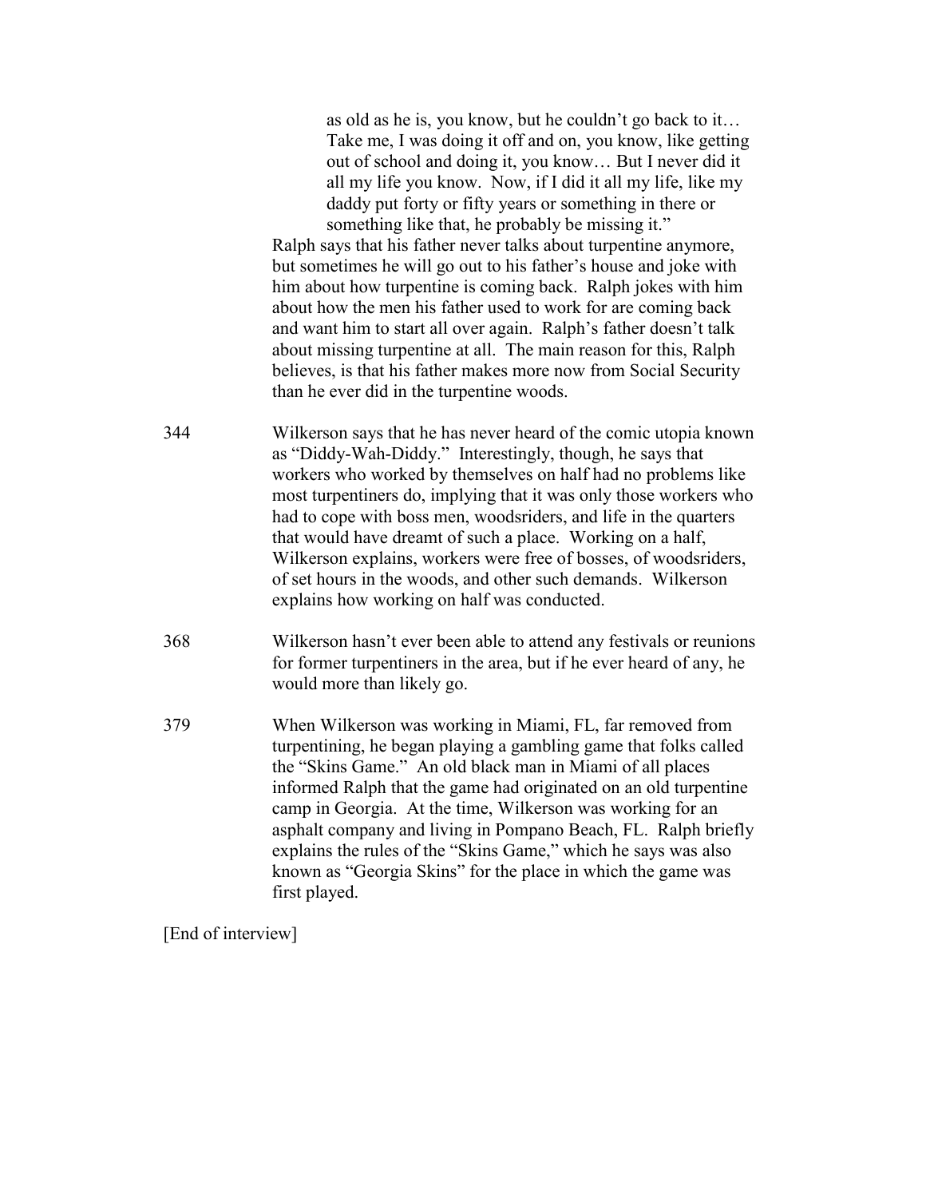> as old as he is, you know, but he couldn't go back to it… Take me, I was doing it off and on, you know, like getting out of school and doing it, you know… But I never did it all my life you know. Now, if I did it all my life, like my daddy put forty or fifty years or something in there or something like that, he probably be missing it."

Ralph says that his father never talks about turpentine anymore, but sometimes he will go out to his father's house and joke with him about how turpentine is coming back. Ralph jokes with him about how the men his father used to work for are coming back and want him to start all over again. Ralph's father doesn't talk about missing turpentine at all. The main reason for this, Ralph believes, is that his father makes more now from Social Security than he ever did in the turpentine woods.

344 Wilkerson says that he has never heard of the comic utopia known as "Diddy-Wah-Diddy." Interestingly, though, he says that workers who worked by themselves on half had no problems like most turpentiners do, implying that it was only those workers who had to cope with boss men, woodsriders, and life in the quarters that would have dreamt of such a place. Working on a half, Wilkerson explains, workers were free of bosses, of woodsriders, of set hours in the woods, and other such demands. Wilkerson explains how working on half was conducted.

368 Wilkerson hasn't ever been able to attend any festivals or reunions for former turpentiners in the area, but if he ever heard of any, he would more than likely go.

379 When Wilkerson was working in Miami, FL, far removed from turpentining, he began playing a gambling game that folks called the "Skins Game." An old black man in Miami of all places informed Ralph that the game had originated on an old turpentine camp in Georgia. At the time, Wilkerson was working for an asphalt company and living in Pompano Beach, FL. Ralph briefly explains the rules of the "Skins Game," which he says was also known as "Georgia Skins" for the place in which the game was first played.

[End of interview]